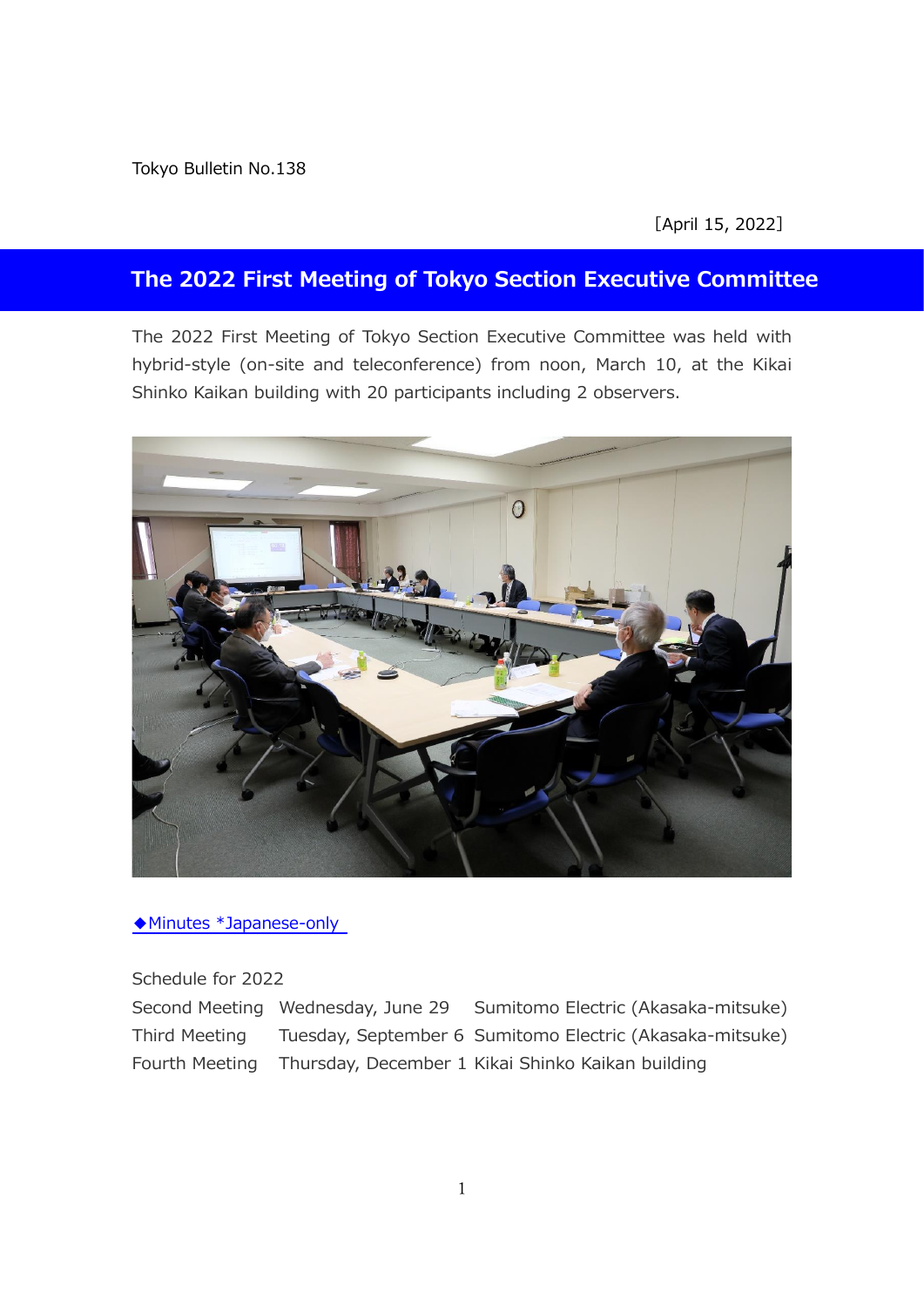Tokyo Bulletin No.138

［April 15, 2022］

# The 2022 First Meeting of Tokyo Section Executive Committee

The 2022 First Meeting of Tokyo Section Executive Committee was held with hybrid-style (on-site and teleconference) from noon, March 10, at the Kikai Shinko Kaikan building with 20 participants including 2 observers.

◆Minutes *Japanese-only

Schedule for 2022

| | | |
|---|---|---|
| Second Meeting | Wednesday, June 29 | Sumitomo Electric (Akasaka-mitsuke) |
| Third Meeting | Tuesday, September 6 | Sumitomo Electric (Akasaka-mitsuke) |
| Fourth Meeting | Thursday, December 1 | Kikai Shinko Kaikan building |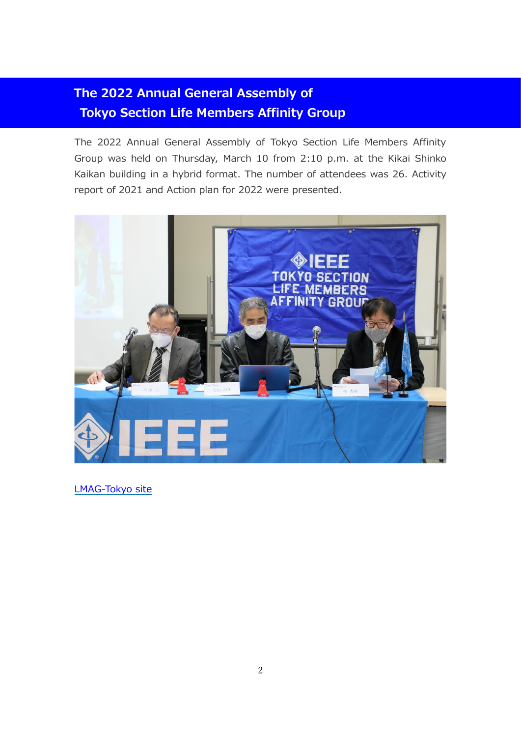# The 2022 Annual General Assembly of Tokyo Section Life Members Affinity Group

The 2022 Annual General Assembly of Tokyo Section Life Members Affinity Group was held on Thursday, March 10 from 2:10 p.m. at the Kikai Shinko Kaikan building in a hybrid format. The number of attendees was 26. Activity report of 2021 and Action plan for 2022 were presented.

LMAG-Tokyo site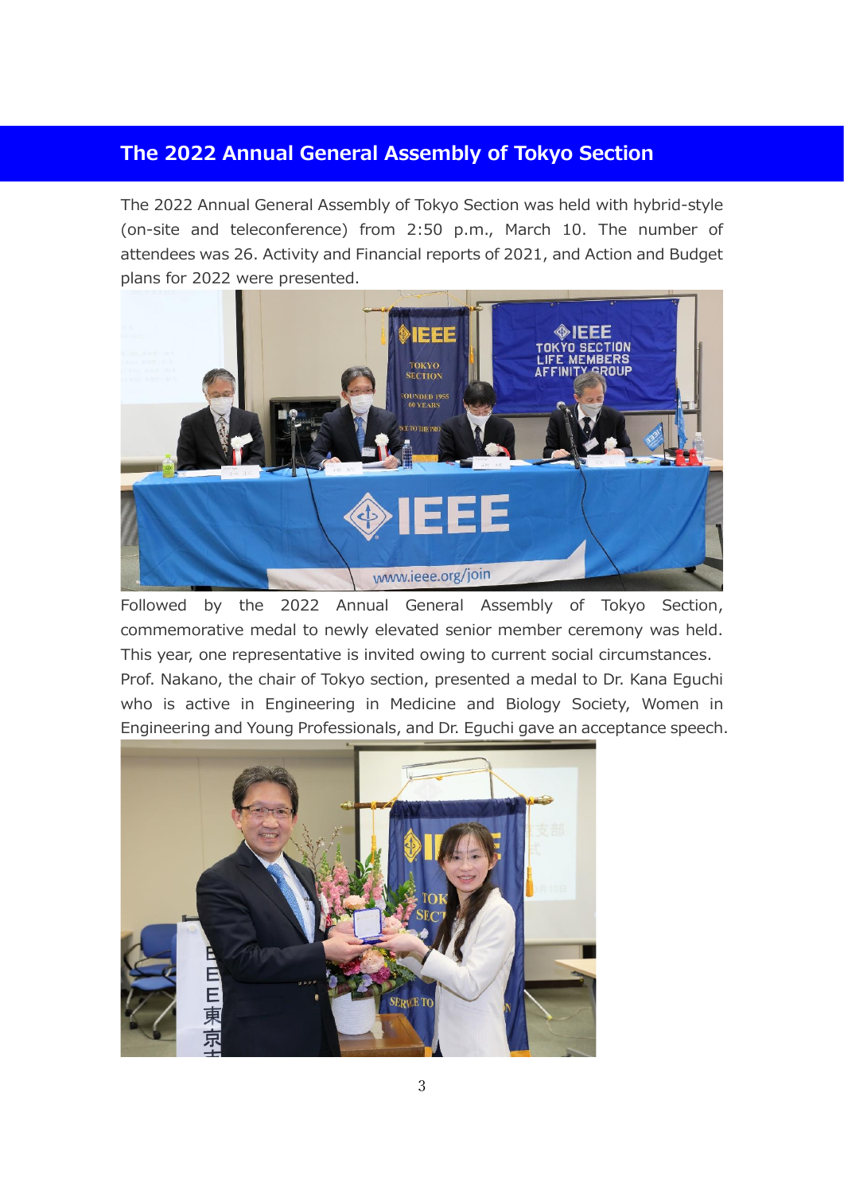## The 2022 Annual General Assembly of Tokyo Section

The 2022 Annual General Assembly of Tokyo Section was held with hybrid-style (on-site and teleconference) from 2:50 p.m., March 10. The number of attendees was 26. Activity and Financial reports of 2021, and Action and Budget plans for 2022 were presented.

Followed by the 2022 Annual General Assembly of Tokyo Section, commemorative medal to newly elevated senior member ceremony was held. This year, one representative is invited owing to current social circumstances.
Prof. Nakano, the chair of Tokyo section, presented a medal to Dr. Kana Eguchi who is active in Engineering in Medicine and Biology Society, Women in Engineering and Young Professionals, and Dr. Eguchi gave an acceptance speech.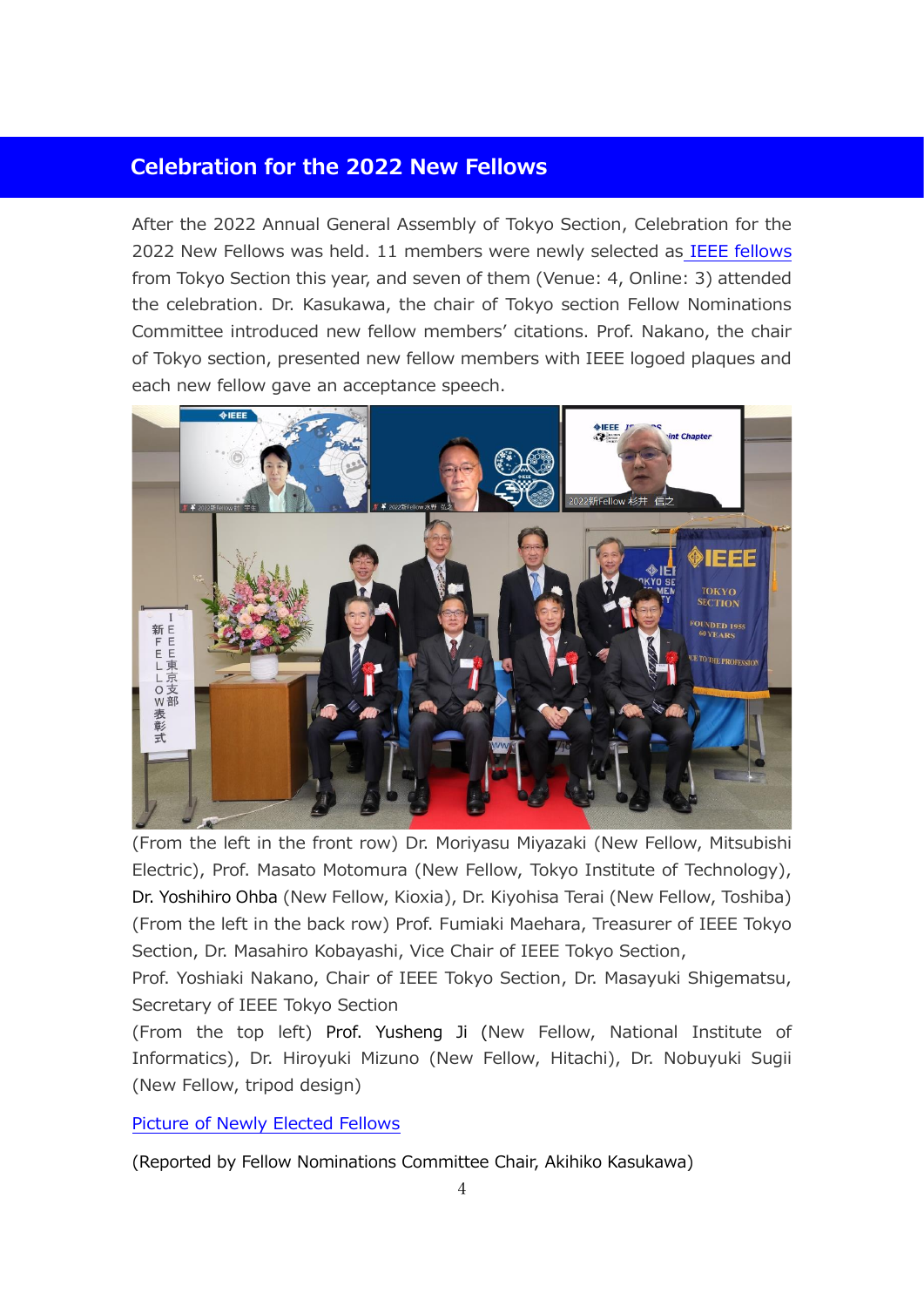## Celebration for the 2022 New Fellows

After the 2022 Annual General Assembly of Tokyo Section, Celebration for the 2022 New Fellows was held. 11 members were newly selected as IEEE fellows from Tokyo Section this year, and seven of them (Venue: 4, Online: 3) attended the celebration. Dr. Kasukawa, the chair of Tokyo section Fellow Nominations Committee introduced new fellow members' citations. Prof. Nakano, the chair of Tokyo section, presented new fellow members with IEEE logoed plaques and each new fellow gave an acceptance speech.

(From the left in the front row) Dr. Moriyasu Miyazaki (New Fellow, Mitsubishi Electric), Prof. Masato Motomura (New Fellow, Tokyo Institute of Technology), Dr. Yoshihiro Ohba (New Fellow, Kioxia), Dr. Kiyohisa Terai (New Fellow, Toshiba)
(From the left in the back row) Prof. Fumiaki Maehara, Treasurer of IEEE Tokyo Section, Dr. Masahiro Kobayashi, Vice Chair of IEEE Tokyo Section,
Prof. Yoshiaki Nakano, Chair of IEEE Tokyo Section, Dr. Masayuki Shigematsu, Secretary of IEEE Tokyo Section
(From the top left) Prof. Yusheng Ji (New Fellow, National Institute of Informatics), Dr. Hiroyuki Mizuno (New Fellow, Hitachi), Dr. Nobuyuki Sugii (New Fellow, tripod design)

Picture of Newly Elected Fellows

(Reported by Fellow Nominations Committee Chair, Akihiko Kasukawa)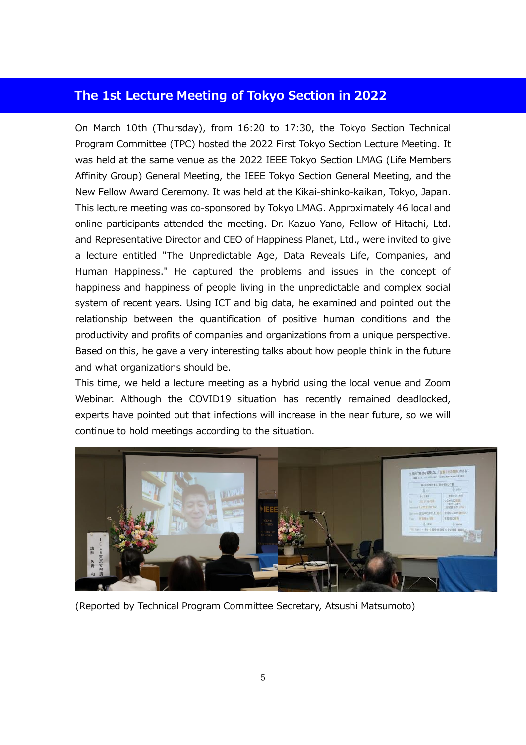## The 1st Lecture Meeting of Tokyo Section in 2022

On March 10th (Thursday), from 16:20 to 17:30, the Tokyo Section Technical Program Committee (TPC) hosted the 2022 First Tokyo Section Lecture Meeting. It was held at the same venue as the 2022 IEEE Tokyo Section LMAG (Life Members Affinity Group) General Meeting, the IEEE Tokyo Section General Meeting, and the New Fellow Award Ceremony. It was held at the Kikai-shinko-kaikan, Tokyo, Japan. This lecture meeting was co-sponsored by Tokyo LMAG. Approximately 46 local and online participants attended the meeting. Dr. Kazuo Yano, Fellow of Hitachi, Ltd. and Representative Director and CEO of Happiness Planet, Ltd., were invited to give a lecture entitled "The Unpredictable Age, Data Reveals Life, Companies, and Human Happiness." He captured the problems and issues in the concept of happiness and happiness of people living in the unpredictable and complex social system of recent years. Using ICT and big data, he examined and pointed out the relationship between the quantification of positive human conditions and the productivity and profits of companies and organizations from a unique perspective. Based on this, he gave a very interesting talks about how people think in the future and what organizations should be.

This time, we held a lecture meeting as a hybrid using the local venue and Zoom Webinar. Although the COVID19 situation has recently remained deadlocked, experts have pointed out that infections will increase in the near future, so we will continue to hold meetings according to the situation.

(Reported by Technical Program Committee Secretary, Atsushi Matsumoto)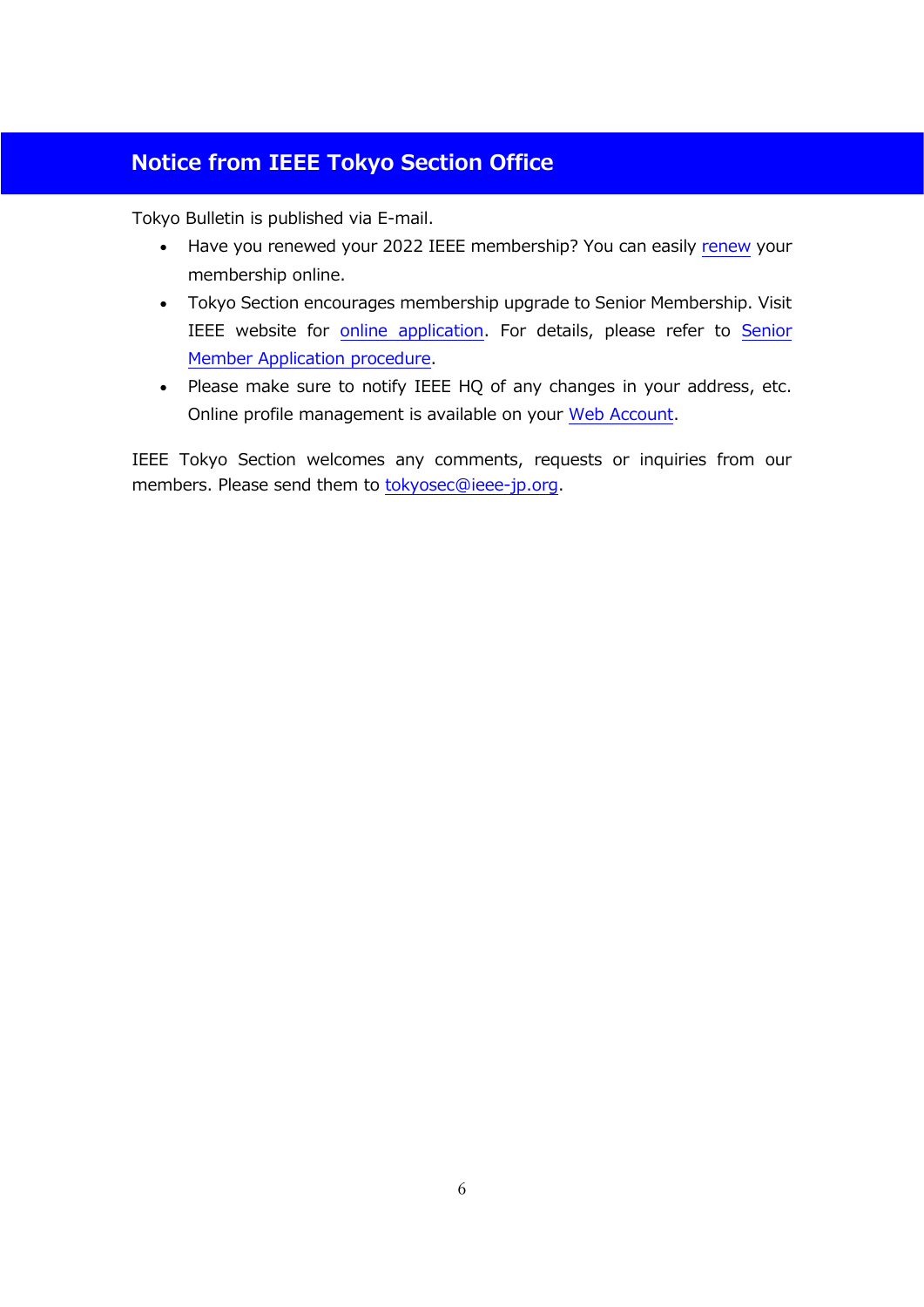## Notice from IEEE Tokyo Section Office

Tokyo Bulletin is published via E-mail.

- Have you renewed your 2022 IEEE membership? You can easily renew your membership online.
- Tokyo Section encourages membership upgrade to Senior Membership. Visit IEEE website for online application. For details, please refer to Senior Member Application procedure.
- Please make sure to notify IEEE HQ of any changes in your address, etc. Online profile management is available on your Web Account.

IEEE Tokyo Section welcomes any comments, requests or inquiries from our members. Please send them to tokyosec@ieee-jp.org.